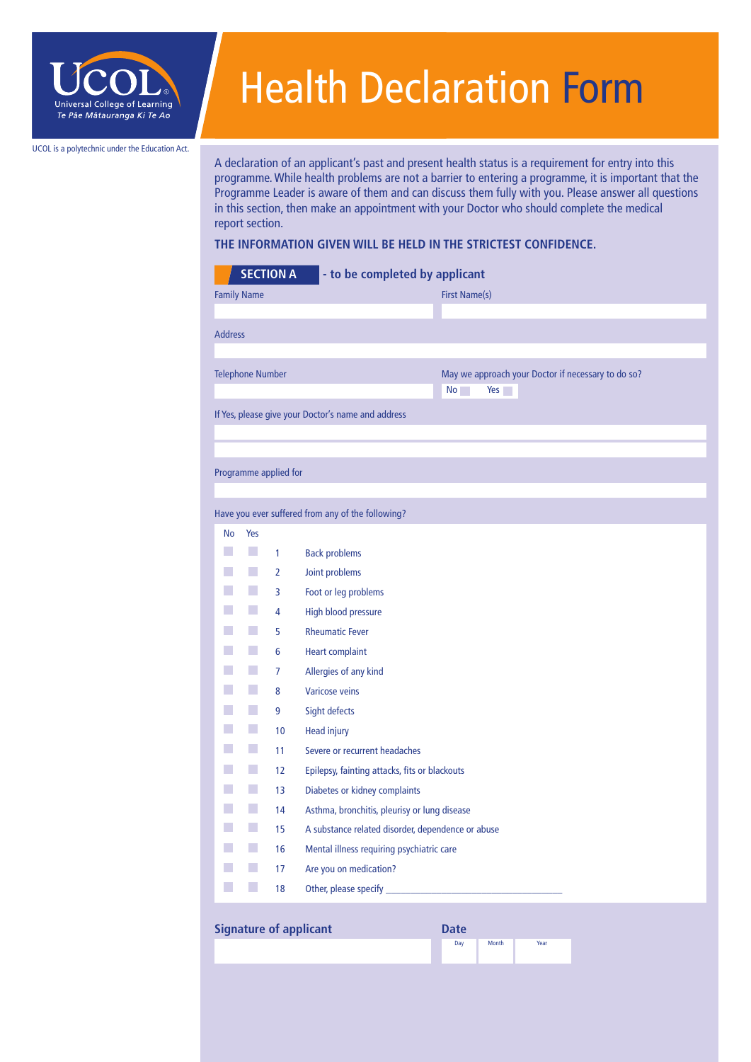UCOL
Universal College of Learning
*Te Pāe Mātauranga Ki Te Ao*

UCOL is a polytechnic under the Education Act.

# Health Declaration Form

A declaration of an applicant's past and present health status is a requirement for entry into this programme. While health problems are not a barrier to entering a programme, it is important that the Programme Leader is aware of them and can discuss them fully with you. Please answer all questions in this section, then make an appointment with your Doctor who should complete the medical report section.

**THE INFORMATION GIVEN WILL BE HELD IN THE STRICTEST CONFIDENCE.**

## SECTION A - to be completed by applicant

Family Name

First Name(s)

Address

Telephone Number

May we approach your Doctor if necessary to do so?
No ☐ Yes ☐

If Yes, please give your Doctor's name and address

Programme applied for

Have you ever suffered from any of the following?

| No | Yes | | |
|---|---|---|---|
| ☐ | ☐ | 1 | Back problems |
| ☐ | ☐ | 2 | Joint problems |
| ☐ | ☐ | 3 | Foot or leg problems |
| ☐ | ☐ | 4 | High blood pressure |
| ☐ | ☐ | 5 | Rheumatic Fever |
| ☐ | ☐ | 6 | Heart complaint |
| ☐ | ☐ | 7 | Allergies of any kind |
| ☐ | ☐ | 8 | Varicose veins |
| ☐ | ☐ | 9 | Sight defects |
| ☐ | ☐ | 10 | Head injury |
| ☐ | ☐ | 11 | Severe or recurrent headaches |
| ☐ | ☐ | 12 | Epilepsy, fainting attacks, fits or blackouts |
| ☐ | ☐ | 13 | Diabetes or kidney complaints |
| ☐ | ☐ | 14 | Asthma, bronchitis, pleurisy or lung disease |
| ☐ | ☐ | 15 | A substance related disorder, dependence or abuse |
| ☐ | ☐ | 16 | Mental illness requiring psychiatric care |
| ☐ | ☐ | 17 | Are you on medication? |
| ☐ | ☐ | 18 | Other, please specify ___________________________________ |

**Signature of applicant**

**Date**

| Day | Month | Year |
|---|---|---|
| | | |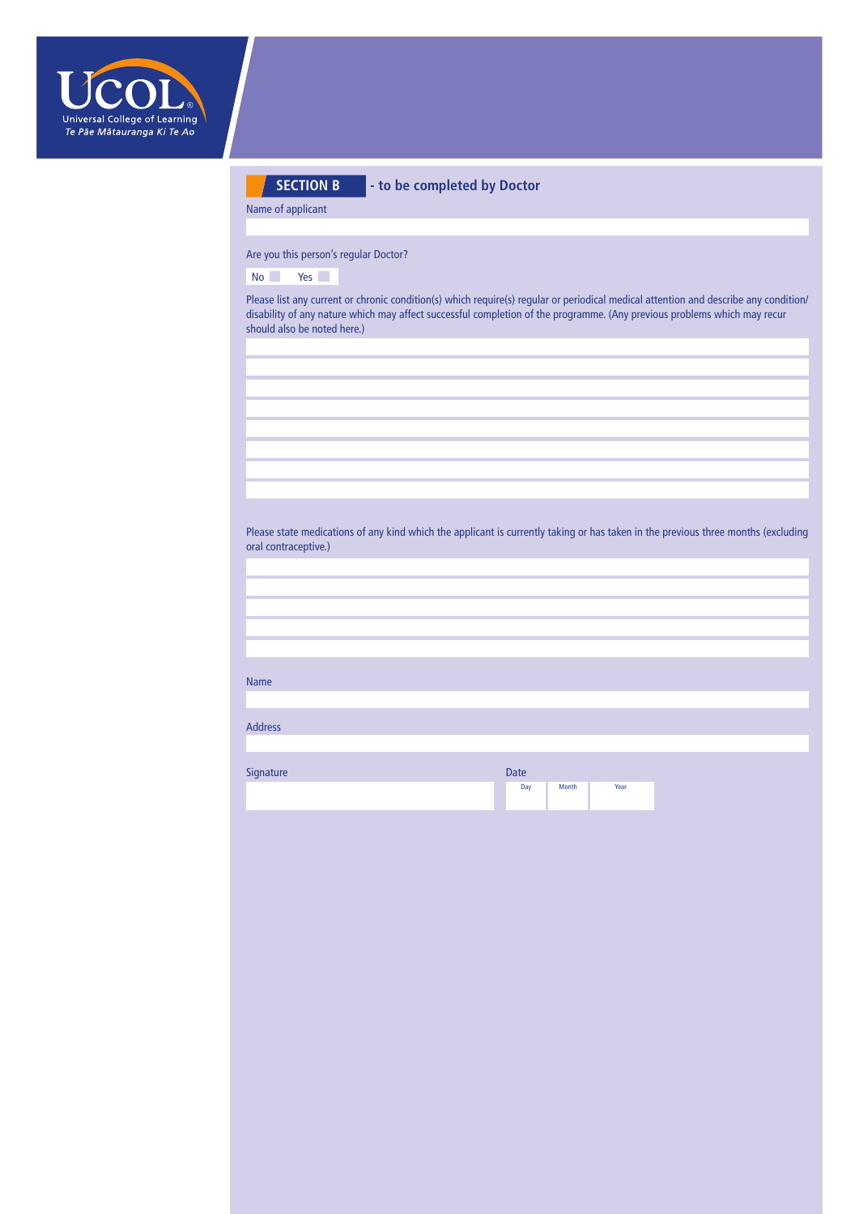UCOL

Universal College of Learning

*Te Pāe Mātauranga Ki Te Ao*

## SECTION B - to be completed by Doctor

Name of applicant

Are you this person's regular Doctor?

No ☐ Yes ☐

Please list any current or chronic condition(s) which require(s) regular or periodical medical attention and describe any condition/disability of any nature which may affect successful completion of the programme. (Any previous problems which may recur should also be noted here.)

Please state medications of any kind which the applicant is currently taking or has taken in the previous three months (excluding oral contraceptive.)

Name

Address

Signature

Date

Day Month Year